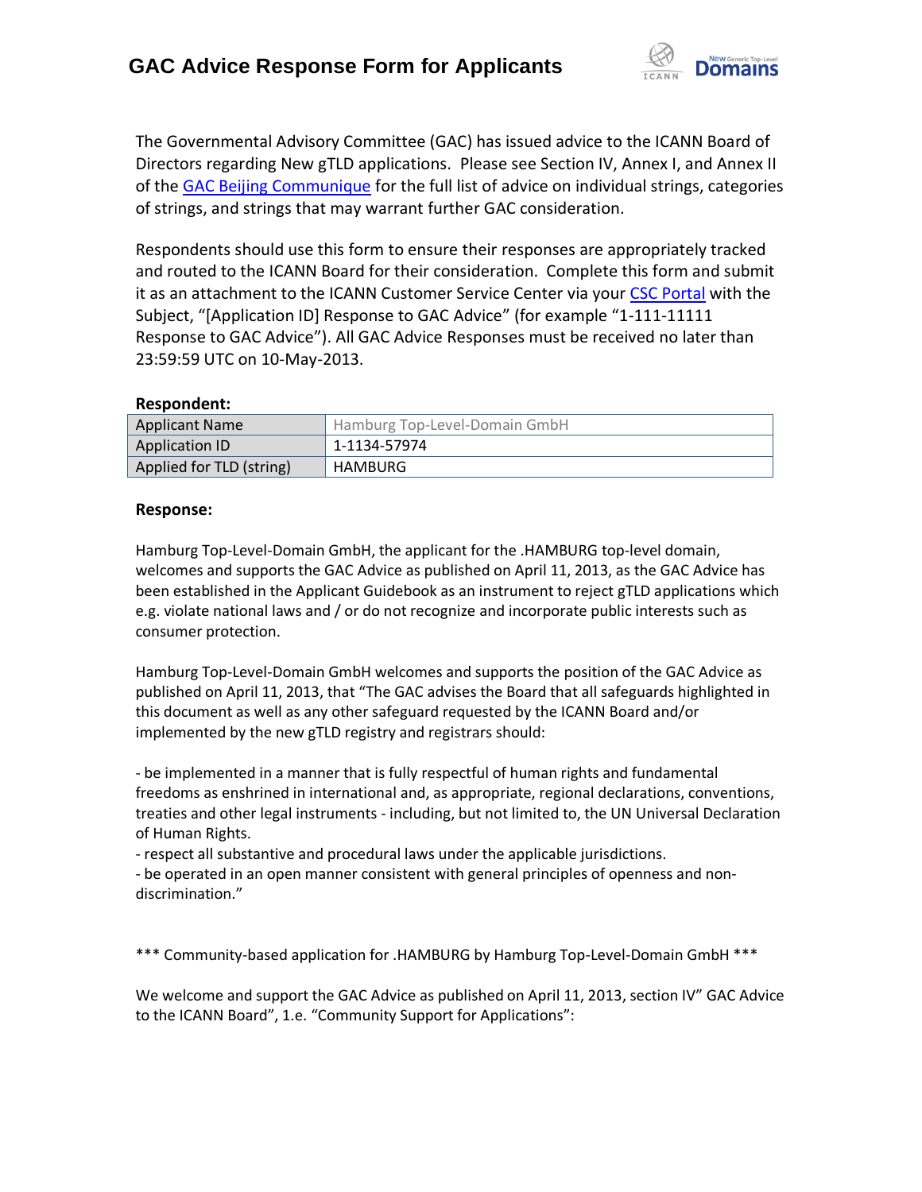# GAC Advice Response Form for Applicants

The Governmental Advisory Committee (GAC) has issued advice to the ICANN Board of Directors regarding New gTLD applications. Please see Section IV, Annex I, and Annex II of the GAC Beijing Communique for the full list of advice on individual strings, categories of strings, and strings that may warrant further GAC consideration.

Respondents should use this form to ensure their responses are appropriately tracked and routed to the ICANN Board for their consideration. Complete this form and submit it as an attachment to the ICANN Customer Service Center via your CSC Portal with the Subject, "[Application ID] Response to GAC Advice" (for example "1-111-11111 Response to GAC Advice"). All GAC Advice Responses must be received no later than 23:59:59 UTC on 10-May-2013.

**Respondent:**

| Applicant Name | Hamburg Top-Level-Domain GmbH |
|---|---|
| Application ID | 1-1134-57974 |
| Applied for TLD (string) | HAMBURG |

**Response:**

Hamburg Top-Level-Domain GmbH, the applicant for the .HAMBURG top-level domain, welcomes and supports the GAC Advice as published on April 11, 2013, as the GAC Advice has been established in the Applicant Guidebook as an instrument to reject gTLD applications which e.g. violate national laws and / or do not recognize and incorporate public interests such as consumer protection.

Hamburg Top-Level-Domain GmbH welcomes and supports the position of the GAC Advice as published on April 11, 2013, that "The GAC advises the Board that all safeguards highlighted in this document as well as any other safeguard requested by the ICANN Board and/or implemented by the new gTLD registry and registrars should:

- be implemented in a manner that is fully respectful of human rights and fundamental freedoms as enshrined in international and, as appropriate, regional declarations, conventions, treaties and other legal instruments - including, but not limited to, the UN Universal Declaration of Human Rights.
- respect all substantive and procedural laws under the applicable jurisdictions.
- be operated in an open manner consistent with general principles of openness and non-discrimination."

*** Community-based application for .HAMBURG by Hamburg Top-Level-Domain GmbH ***

We welcome and support the GAC Advice as published on April 11, 2013, section IV" GAC Advice to the ICANN Board", 1.e. "Community Support for Applications":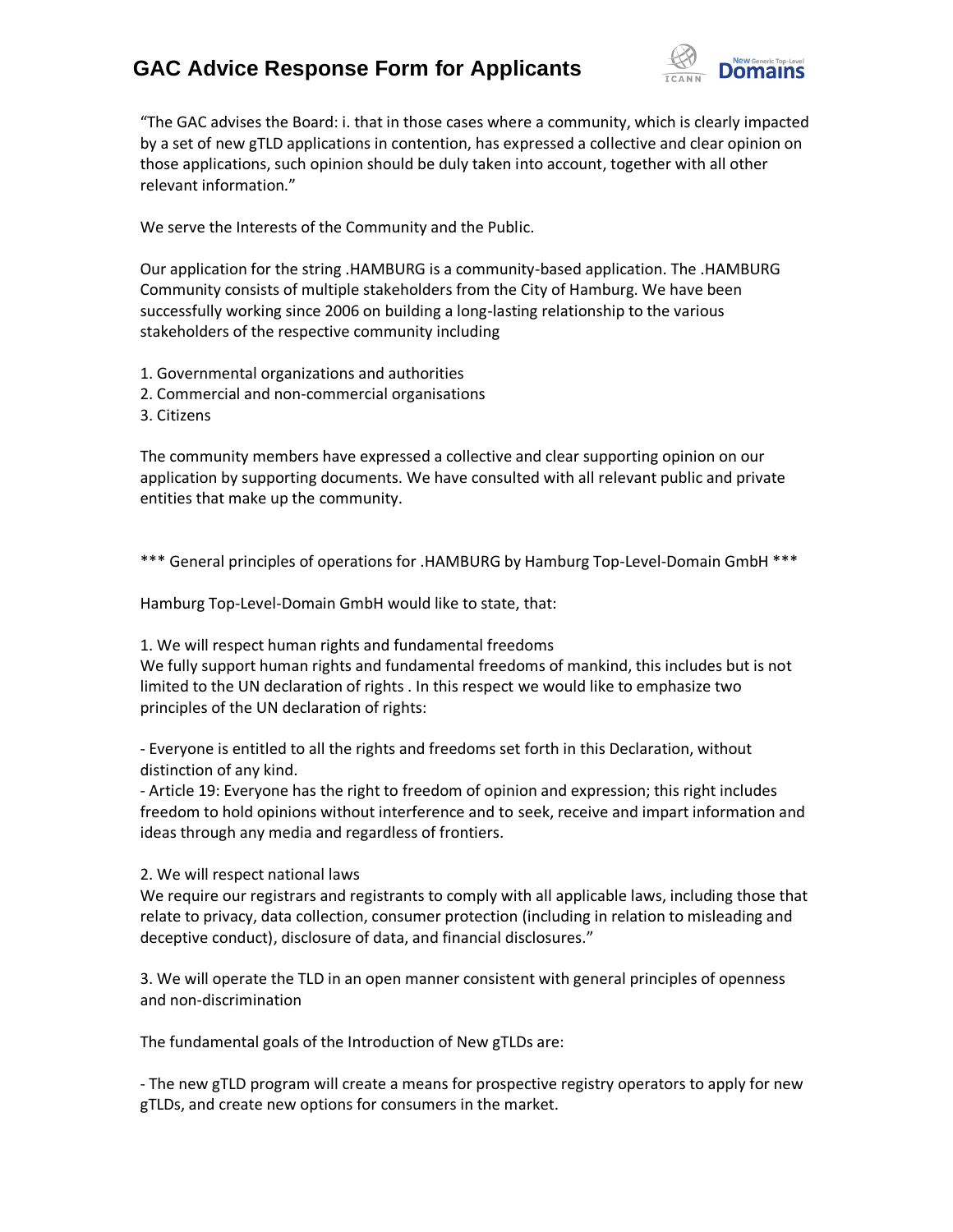"The GAC advises the Board: i. that in those cases where a community, which is clearly impacted by a set of new gTLD applications in contention, has expressed a collective and clear opinion on those applications, such opinion should be duly taken into account, together with all other relevant information."

We serve the Interests of the Community and the Public.

Our application for the string .HAMBURG is a community-based application. The .HAMBURG Community consists of multiple stakeholders from the City of Hamburg. We have been successfully working since 2006 on building a long-lasting relationship to the various stakeholders of the respective community including

1. Governmental organizations and authorities
2. Commercial and non-commercial organisations
3. Citizens

The community members have expressed a collective and clear supporting opinion on our application by supporting documents. We have consulted with all relevant public and private entities that make up the community.

*** General principles of operations for .HAMBURG by Hamburg Top-Level-Domain GmbH ***

Hamburg Top-Level-Domain GmbH would like to state, that:

1. We will respect human rights and fundamental freedoms
We fully support human rights and fundamental freedoms of mankind, this includes but is not limited to the UN declaration of rights . In this respect we would like to emphasize two principles of the UN declaration of rights:

- Everyone is entitled to all the rights and freedoms set forth in this Declaration, without distinction of any kind.
- Article 19: Everyone has the right to freedom of opinion and expression; this right includes freedom to hold opinions without interference and to seek, receive and impart information and ideas through any media and regardless of frontiers.

2. We will respect national laws
We require our registrars and registrants to comply with all applicable laws, including those that relate to privacy, data collection, consumer protection (including in relation to misleading and deceptive conduct), disclosure of data, and financial disclosures."

3. We will operate the TLD in an open manner consistent with general principles of openness and non-discrimination

The fundamental goals of the Introduction of New gTLDs are:

- The new gTLD program will create a means for prospective registry operators to apply for new gTLDs, and create new options for consumers in the market.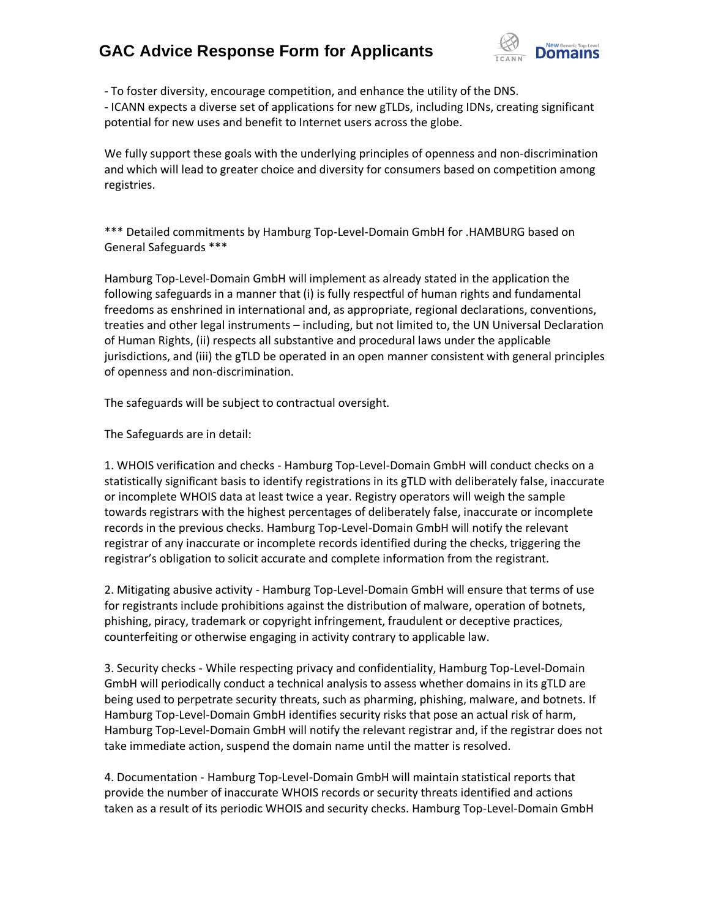- To foster diversity, encourage competition, and enhance the utility of the DNS.
- ICANN expects a diverse set of applications for new gTLDs, including IDNs, creating significant potential for new uses and benefit to Internet users across the globe.

We fully support these goals with the underlying principles of openness and non-discrimination and which will lead to greater choice and diversity for consumers based on competition among registries.

*** Detailed commitments by Hamburg Top-Level-Domain GmbH for .HAMBURG based on General Safeguards ***

Hamburg Top-Level-Domain GmbH will implement as already stated in the application the following safeguards in a manner that (i) is fully respectful of human rights and fundamental freedoms as enshrined in international and, as appropriate, regional declarations, conventions, treaties and other legal instruments – including, but not limited to, the UN Universal Declaration of Human Rights, (ii) respects all substantive and procedural laws under the applicable jurisdictions, and (iii) the gTLD be operated in an open manner consistent with general principles of openness and non-discrimination.

The safeguards will be subject to contractual oversight.

The Safeguards are in detail:

1. WHOIS verification and checks - Hamburg Top-Level-Domain GmbH will conduct checks on a statistically significant basis to identify registrations in its gTLD with deliberately false, inaccurate or incomplete WHOIS data at least twice a year. Registry operators will weigh the sample towards registrars with the highest percentages of deliberately false, inaccurate or incomplete records in the previous checks. Hamburg Top-Level-Domain GmbH will notify the relevant registrar of any inaccurate or incomplete records identified during the checks, triggering the registrar's obligation to solicit accurate and complete information from the registrant.

2. Mitigating abusive activity - Hamburg Top-Level-Domain GmbH will ensure that terms of use for registrants include prohibitions against the distribution of malware, operation of botnets, phishing, piracy, trademark or copyright infringement, fraudulent or deceptive practices, counterfeiting or otherwise engaging in activity contrary to applicable law.

3. Security checks - While respecting privacy and confidentiality, Hamburg Top-Level-Domain GmbH will periodically conduct a technical analysis to assess whether domains in its gTLD are being used to perpetrate security threats, such as pharming, phishing, malware, and botnets. If Hamburg Top-Level-Domain GmbH identifies security risks that pose an actual risk of harm, Hamburg Top-Level-Domain GmbH will notify the relevant registrar and, if the registrar does not take immediate action, suspend the domain name until the matter is resolved.

4. Documentation - Hamburg Top-Level-Domain GmbH will maintain statistical reports that provide the number of inaccurate WHOIS records or security threats identified and actions taken as a result of its periodic WHOIS and security checks. Hamburg Top-Level-Domain GmbH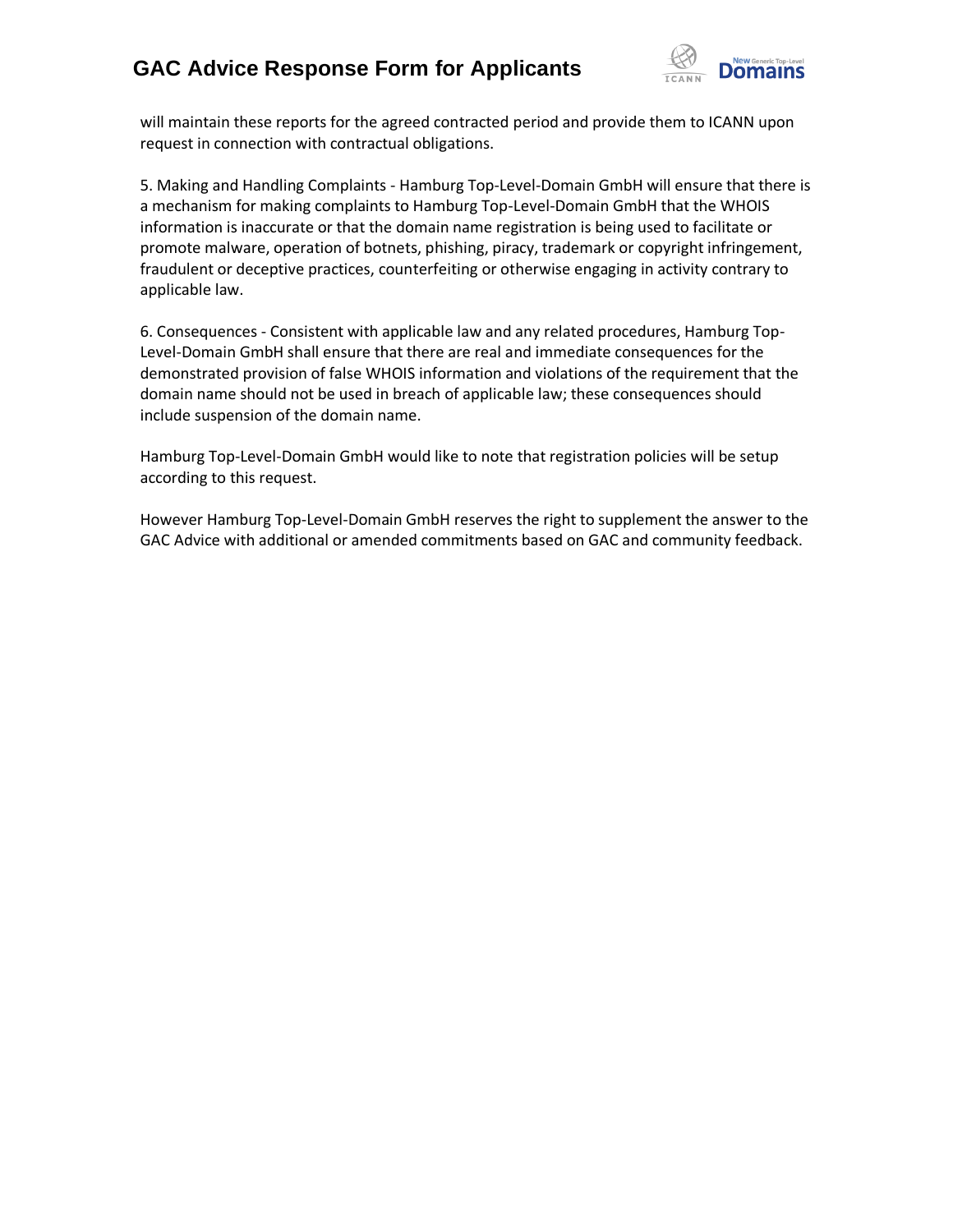will maintain these reports for the agreed contracted period and provide them to ICANN upon request in connection with contractual obligations.

5. Making and Handling Complaints - Hamburg Top-Level-Domain GmbH will ensure that there is a mechanism for making complaints to Hamburg Top-Level-Domain GmbH that the WHOIS information is inaccurate or that the domain name registration is being used to facilitate or promote malware, operation of botnets, phishing, piracy, trademark or copyright infringement, fraudulent or deceptive practices, counterfeiting or otherwise engaging in activity contrary to applicable law.

6. Consequences - Consistent with applicable law and any related procedures, Hamburg Top-Level-Domain GmbH shall ensure that there are real and immediate consequences for the demonstrated provision of false WHOIS information and violations of the requirement that the domain name should not be used in breach of applicable law; these consequences should include suspension of the domain name.

Hamburg Top-Level-Domain GmbH would like to note that registration policies will be setup according to this request.

However Hamburg Top-Level-Domain GmbH reserves the right to supplement the answer to the GAC Advice with additional or amended commitments based on GAC and community feedback.